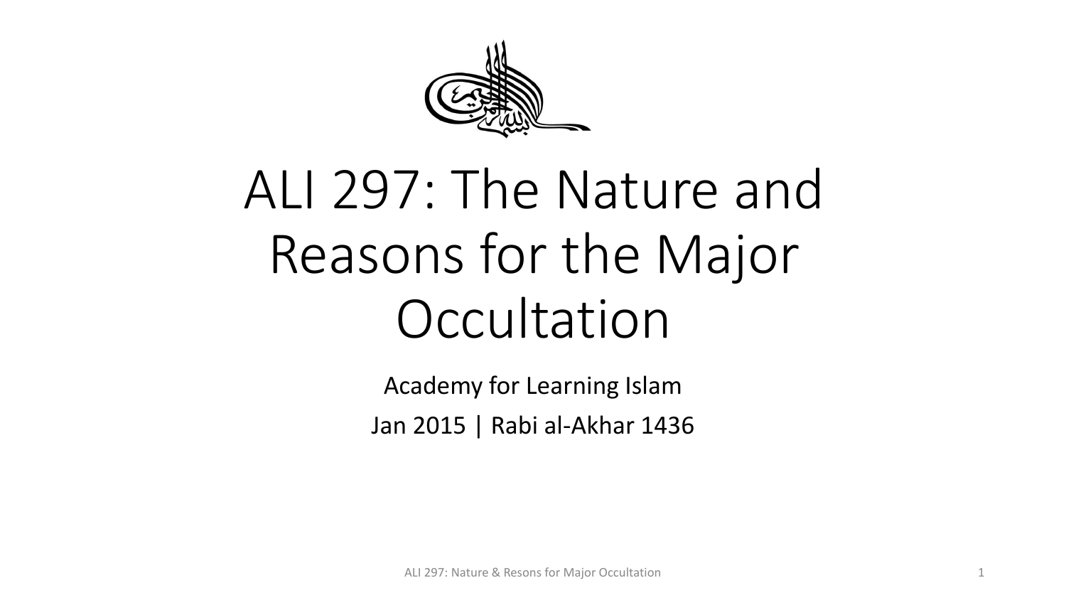# ALI 297: The Nature and Reasons for the Major Occultation

Academy for Learning Islam

Jan 2015 | Rabi al-Akhar 1436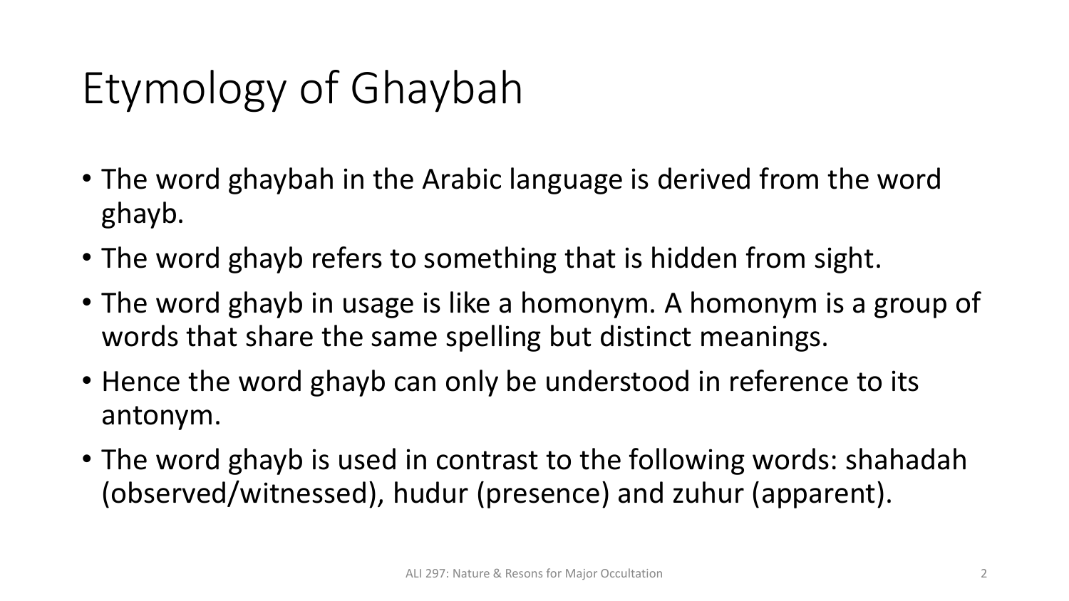# Etymology of Ghaybah

- The word ghaybah in the Arabic language is derived from the word ghayb.
- The word ghayb refers to something that is hidden from sight.
- The word ghayb in usage is like a homonym. A homonym is a group of words that share the same spelling but distinct meanings.
- Hence the word ghayb can only be understood in reference to its antonym.
- The word ghayb is used in contrast to the following words: shahadah (observed/witnessed), hudur (presence) and zuhur (apparent).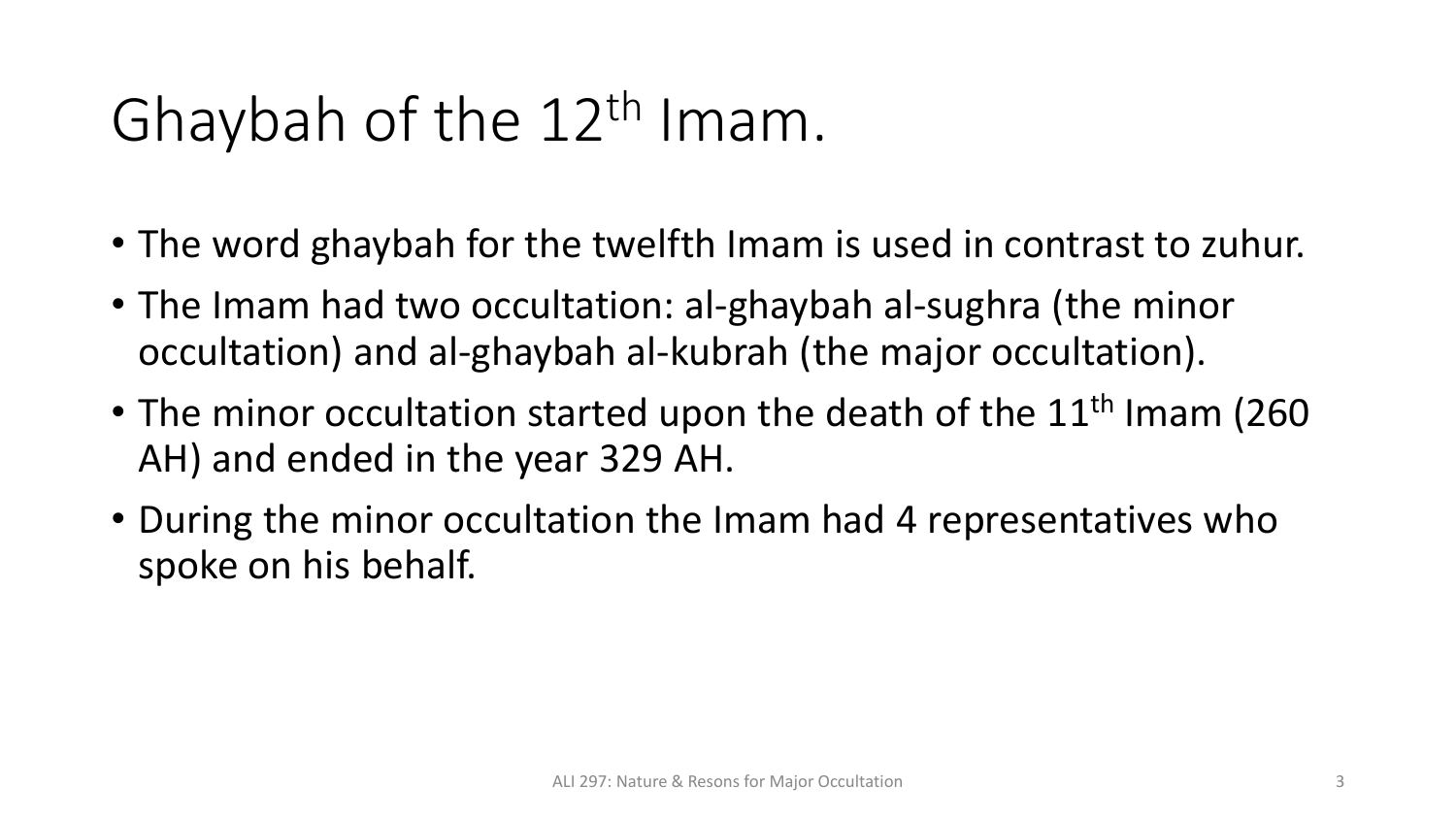# Ghaybah of the 12th Imam.

- The word ghaybah for the twelfth Imam is used in contrast to zuhur.
- The Imam had two occultation: al-ghaybah al-sughra (the minor occultation) and al-ghaybah al-kubrah (the major occultation).
- The minor occultation started upon the death of the 11th Imam (260 AH) and ended in the year 329 AH.
- During the minor occultation the Imam had 4 representatives who spoke on his behalf.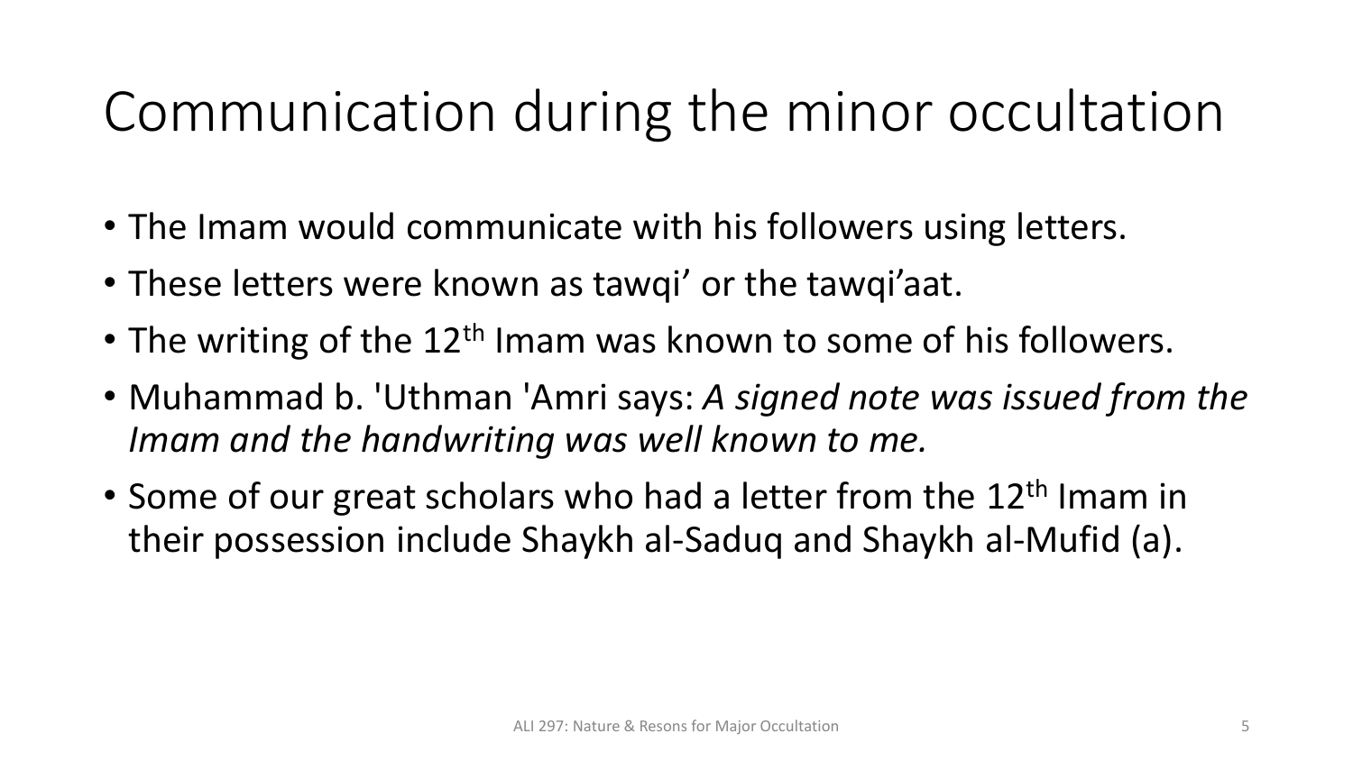# Communication during the minor occultation

- The Imam would communicate with his followers using letters.
- These letters were known as tawqi' or the tawqi'aat.
- The writing of the 12th Imam was known to some of his followers.
- Muhammad b. 'Uthman 'Amri says: *A signed note was issued from the Imam and the handwriting was well known to me.*
- Some of our great scholars who had a letter from the 12th Imam in their possession include Shaykh al-Saduq and Shaykh al-Mufid (a).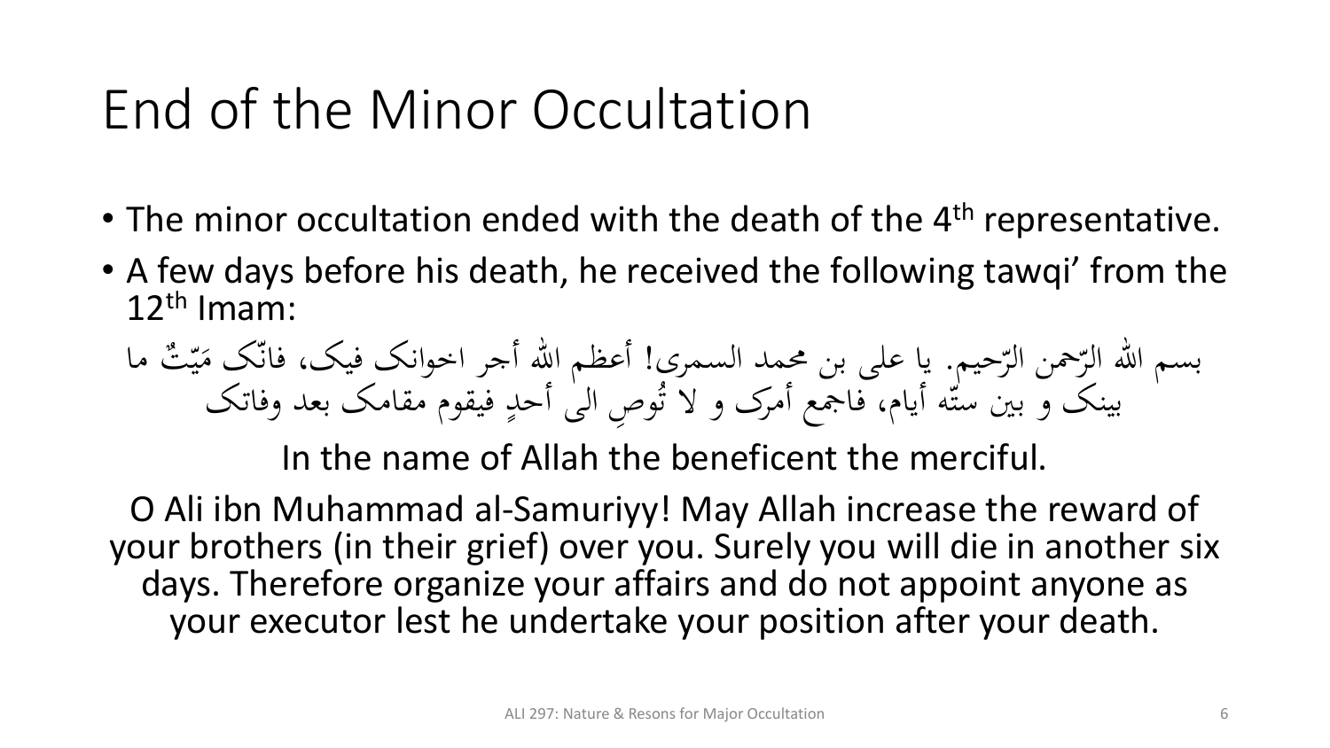# End of the Minor Occultation

- The minor occultation ended with the death of the 4th representative.
- A few days before his death, he received the following tawqi' from the 12th Imam:

بسم الله الرّحمن الرّحيم. یا علی بن محمد السمری! أعظم الله أجر اخوانک فیک، فانّک مَیّتٌ ما بینک و بین ستّه أیام، فاجمع أمرک و لا تُوصِ الی أحدٍ فیقوم مقامک بعد وفاتک

In the name of Allah the beneficent the merciful.

O Ali ibn Muhammad al-Samuriyy! May Allah increase the reward of your brothers (in their grief) over you. Surely you will die in another six days. Therefore organize your affairs and do not appoint anyone as your executor lest he undertake your position after your death.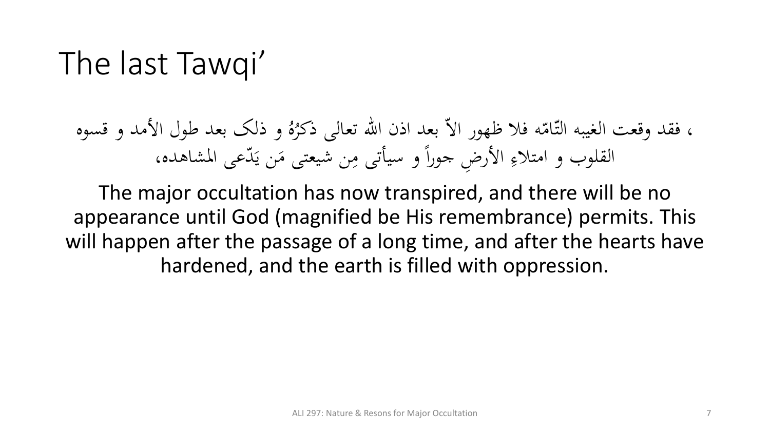# The last Tawqi’

، فقد وقعت الغيبه التّامّه فلا ظهور الاّ بعد اذن الله تعالی ذکرُهُ و ذلک بعد طول الأمد و قسوه القلوب و امتلاءِ الأرضِ جوراً و سیأتی مِن شیعتی مَن یَدّعی المشاهده،

The major occultation has now transpired, and there will be no appearance until God (magnified be His remembrance) permits. This will happen after the passage of a long time, and after the hearts have hardened, and the earth is filled with oppression.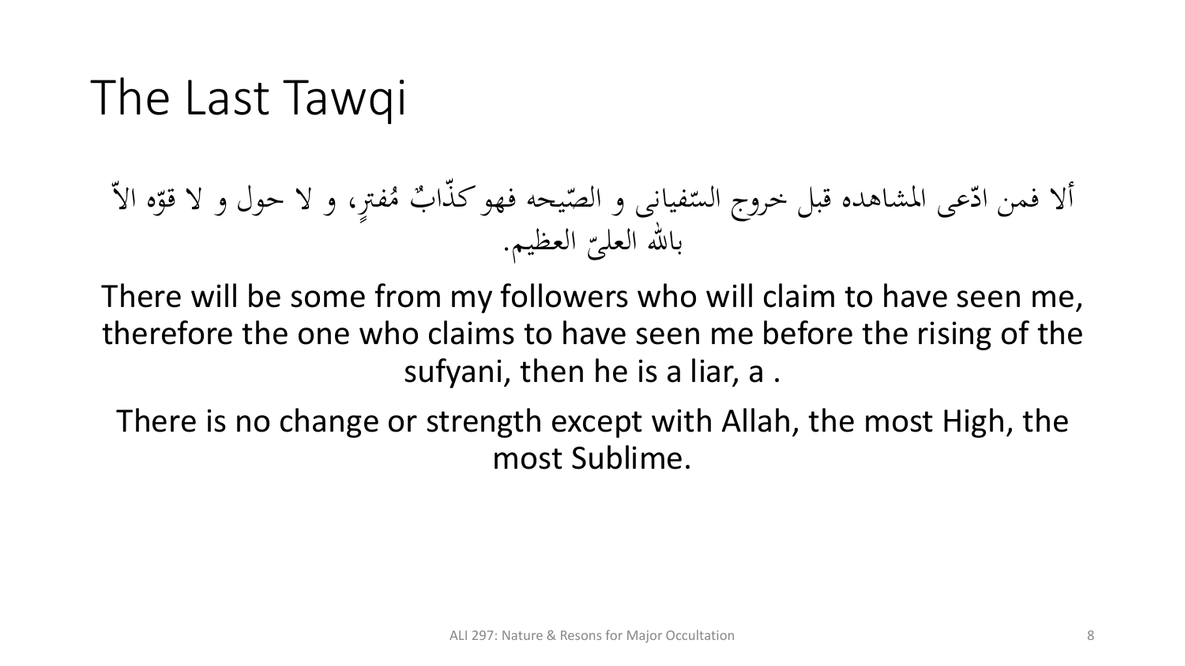# The Last Tawqi

ألا فمن ادّعى المشاهده قبل خروج السّفيانى و الصّيحه فهو كذّابٌ مُفترٍ، و لا حول و لا قوّه الاّ بالله العلىّ العظيم.

There will be some from my followers who will claim to have seen me, therefore the one who claims to have seen me before the rising of the sufyani, then he is a liar, a .

There is no change or strength except with Allah, the most High, the most Sublime.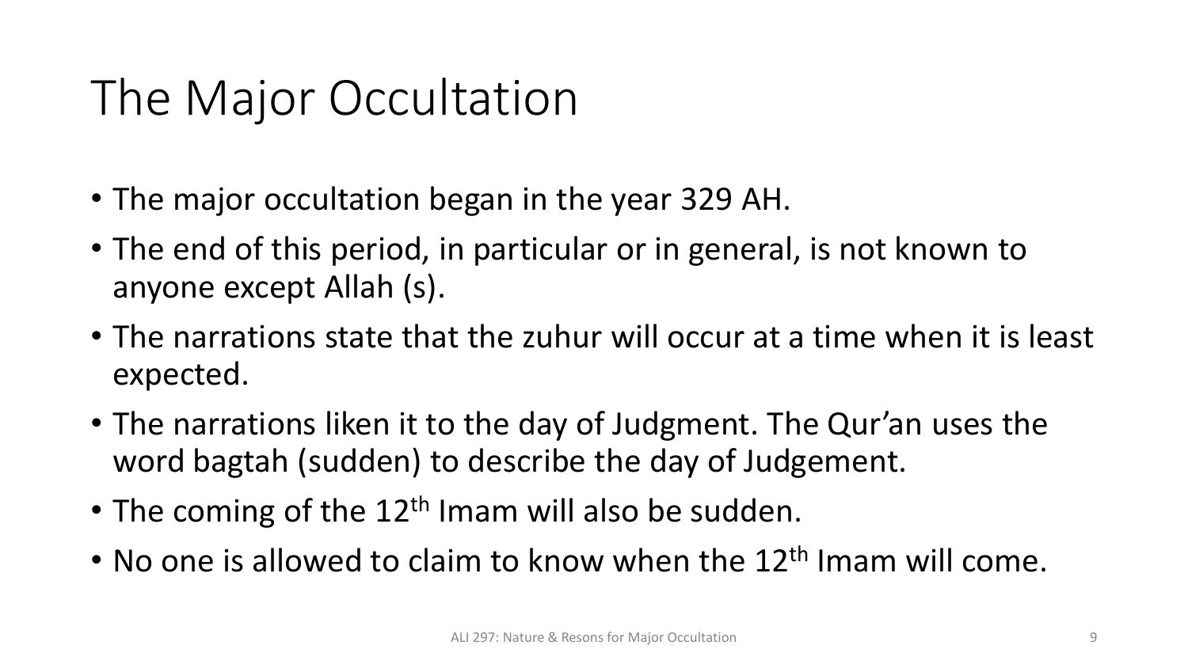# The Major Occultation

- The major occultation began in the year 329 AH.
- The end of this period, in particular or in general, is not known to anyone except Allah (s).
- The narrations state that the zuhur will occur at a time when it is least expected.
- The narrations liken it to the day of Judgment. The Qur'an uses the word bagtah (sudden) to describe the day of Judgement.
- The coming of the 12th Imam will also be sudden.
- No one is allowed to claim to know when the 12th Imam will come.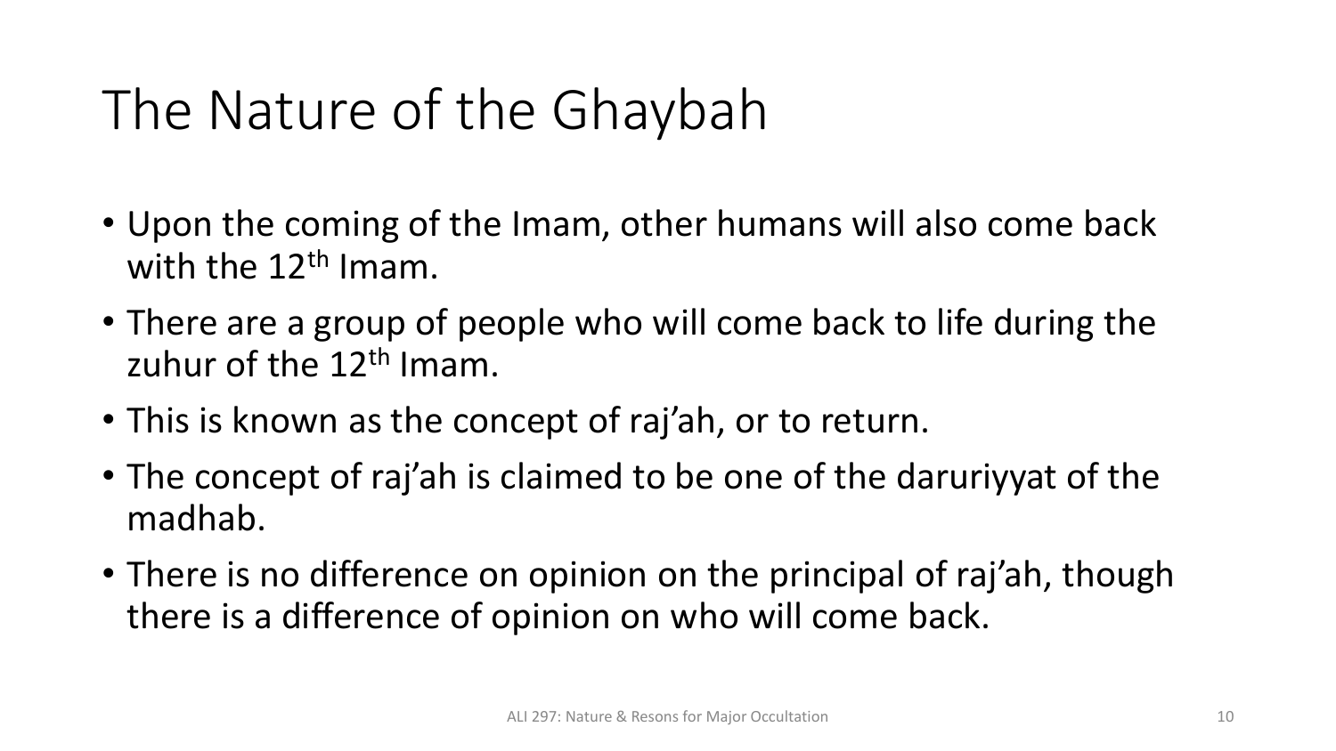# The Nature of the Ghaybah

- Upon the coming of the Imam, other humans will also come back with the 12th Imam.
- There are a group of people who will come back to life during the zuhur of the 12th Imam.
- This is known as the concept of raj'ah, or to return.
- The concept of raj'ah is claimed to be one of the daruriyyat of the madhab.
- There is no difference on opinion on the principal of raj'ah, though there is a difference of opinion on who will come back.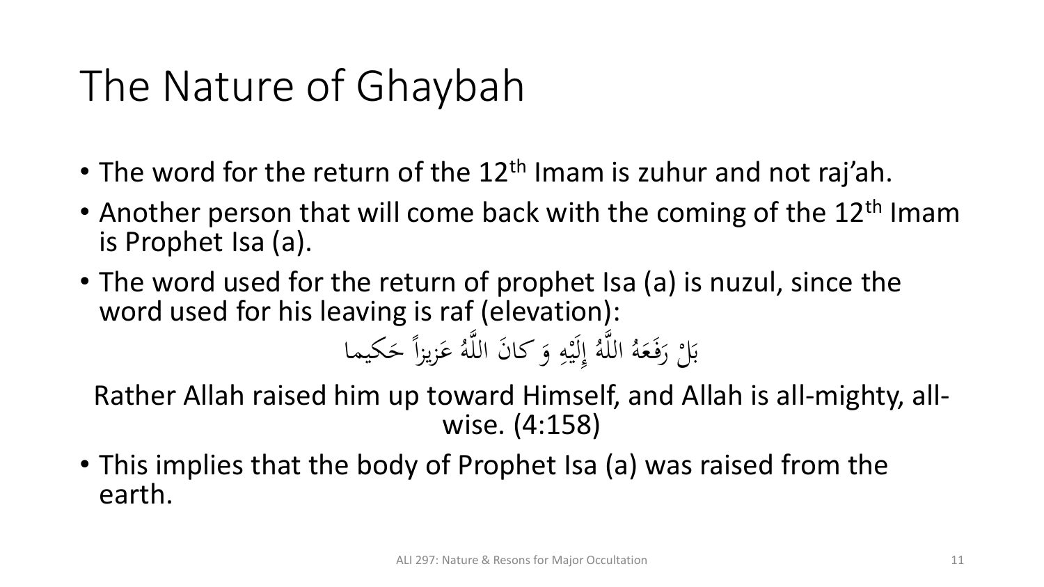# The Nature of Ghaybah

- The word for the return of the 12th Imam is zuhur and not raj'ah.
- Another person that will come back with the coming of the 12th Imam is Prophet Isa (a).
- The word used for the return of prophet Isa (a) is nuzul, since the word used for his leaving is raf (elevation):

بَلْ رَفَعَهُ اللَّهُ إِلَيْهِ وَ كانَ اللَّهُ عَزيزاً حَكيما

Rather Allah raised him up toward Himself, and Allah is all-mighty, all-wise. (4:158)

- This implies that the body of Prophet Isa (a) was raised from the earth.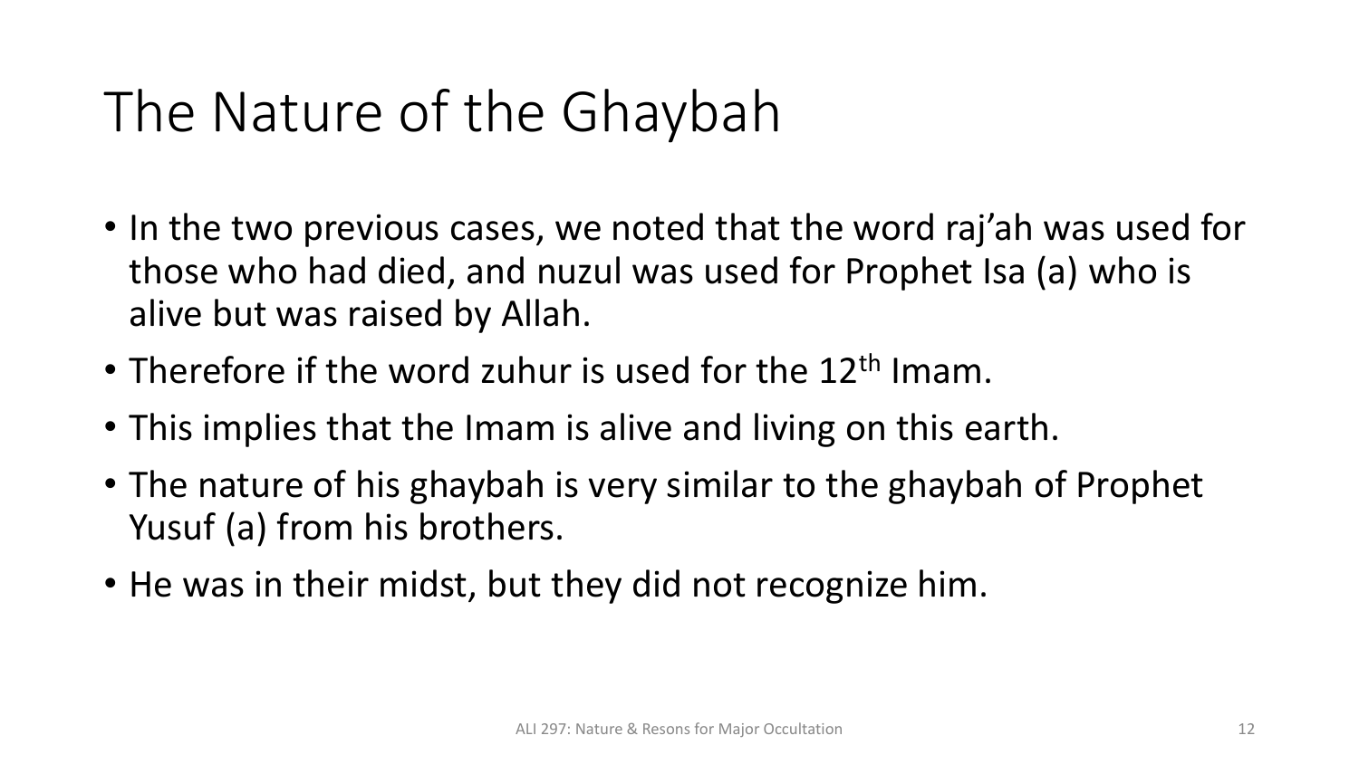# The Nature of the Ghaybah

- In the two previous cases, we noted that the word raj'ah was used for those who had died, and nuzul was used for Prophet Isa (a) who is alive but was raised by Allah.
- Therefore if the word zuhur is used for the 12th Imam.
- This implies that the Imam is alive and living on this earth.
- The nature of his ghaybah is very similar to the ghaybah of Prophet Yusuf (a) from his brothers.
- He was in their midst, but they did not recognize him.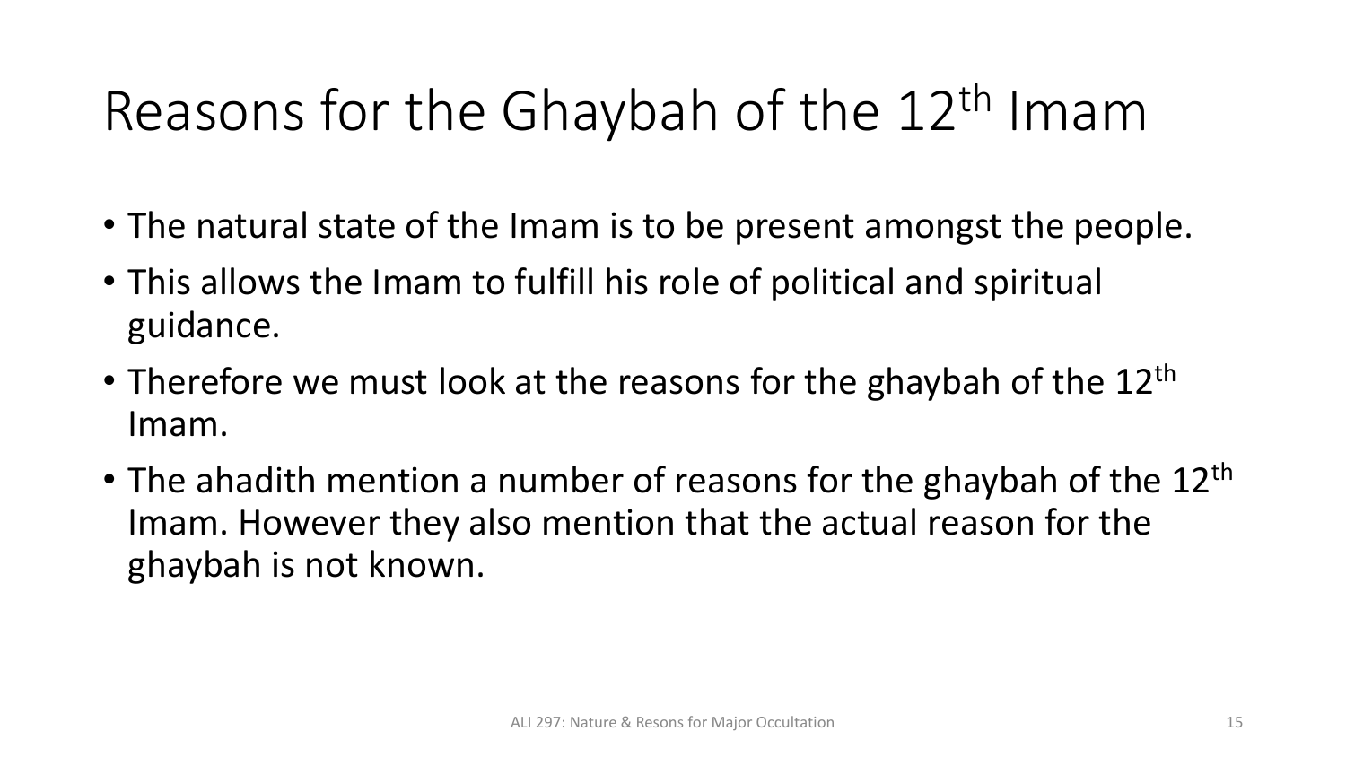# Reasons for the Ghaybah of the $12^{th}$ Imam

- The natural state of the Imam is to be present amongst the people.
- This allows the Imam to fulfill his role of political and spiritual guidance.
- Therefore we must look at the reasons for the ghaybah of the $12^{th}$ Imam.
- The ahadith mention a number of reasons for the ghaybah of the $12^{th}$ Imam. However they also mention that the actual reason for the ghaybah is not known.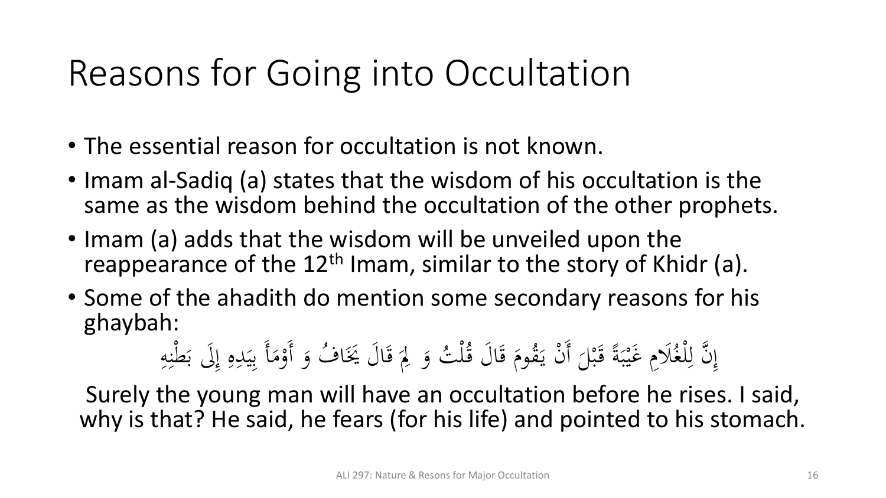# Reasons for Going into Occultation

- The essential reason for occultation is not known.
- Imam al-Sadiq (a) states that the wisdom of his occultation is the same as the wisdom behind the occultation of the other prophets.
- Imam (a) adds that the wisdom will be unveiled upon the reappearance of the 12th Imam, similar to the story of Khidr (a).
- Some of the ahadith do mention some secondary reasons for his ghaybah:

إِنَّ لِلْغُلَامِ غَيْبَةً قَبْلَ أَنْ يَقُومَ قَالَ قُلْتُ وَ لِمَ قَالَ يَخَافُ وَ أَوْمَأَ بِيَدِهِ إِلَى بَطْنِهِ

Surely the young man will have an occultation before he rises. I said, why is that? He said, he fears (for his life) and pointed to his stomach.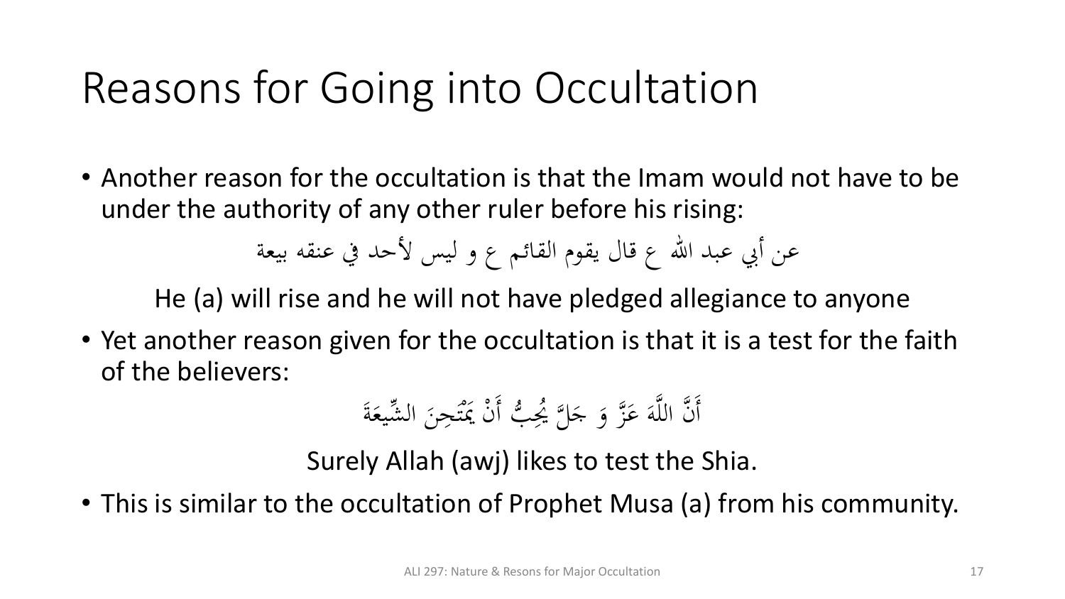# Reasons for Going into Occultation

- Another reason for the occultation is that the Imam would not have to be under the authority of any other ruler before his rising:

عن أبي عبد الله ع قال يقوم القائم ع و ليس لأحد في عنقه بيعة

He (a) will rise and he will not have pledged allegiance to anyone

- Yet another reason given for the occultation is that it is a test for the faith of the believers:

أَنَّ اللَّهَ عَزَّ وَ جَلَّ يُحِبُّ أَنْ يَمْتَحِنَ الشِّيعَةَ

Surely Allah (awj) likes to test the Shia.

- This is similar to the occultation of Prophet Musa (a) from his community.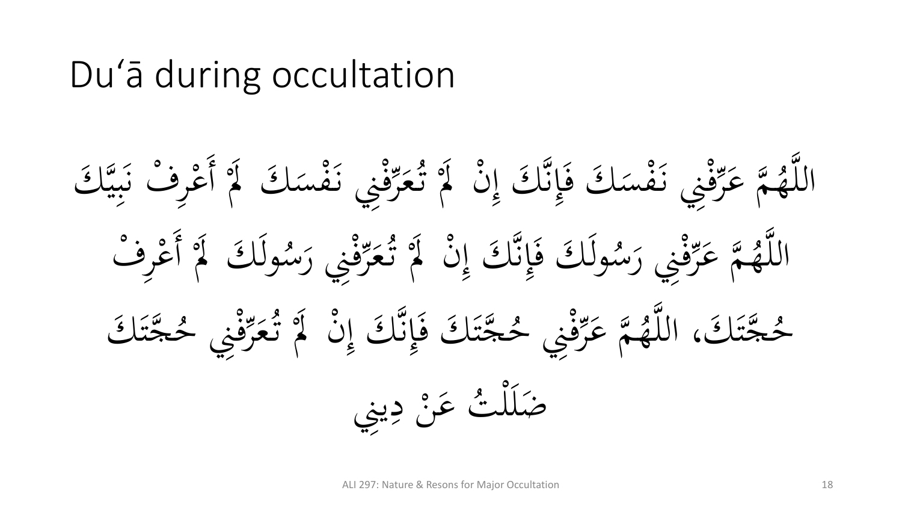# Duʿā during occultation

اللَّهُمَّ عَرِّفْنِي نَفْسَكَ فَإِنَّكَ إِنْ لَمْ تُعَرِّفْنِي نَفْسَكَ لَمْ أَعْرِفْ نَبِيَّكَ اللَّهُمَّ عَرِّفْنِي رَسُولَكَ فَإِنَّكَ إِنْ لَمْ تُعَرِّفْنِي رَسُولَكَ لَمْ أَعْرِفْ حُجَّتَكَ، اللَّهُمَّ عَرِّفْنِي حُجَّتَكَ فَإِنَّكَ إِنْ لَمْ تُعَرِّفْنِي حُجَّتَكَ ضَلَلْتُ عَنْ دِينِي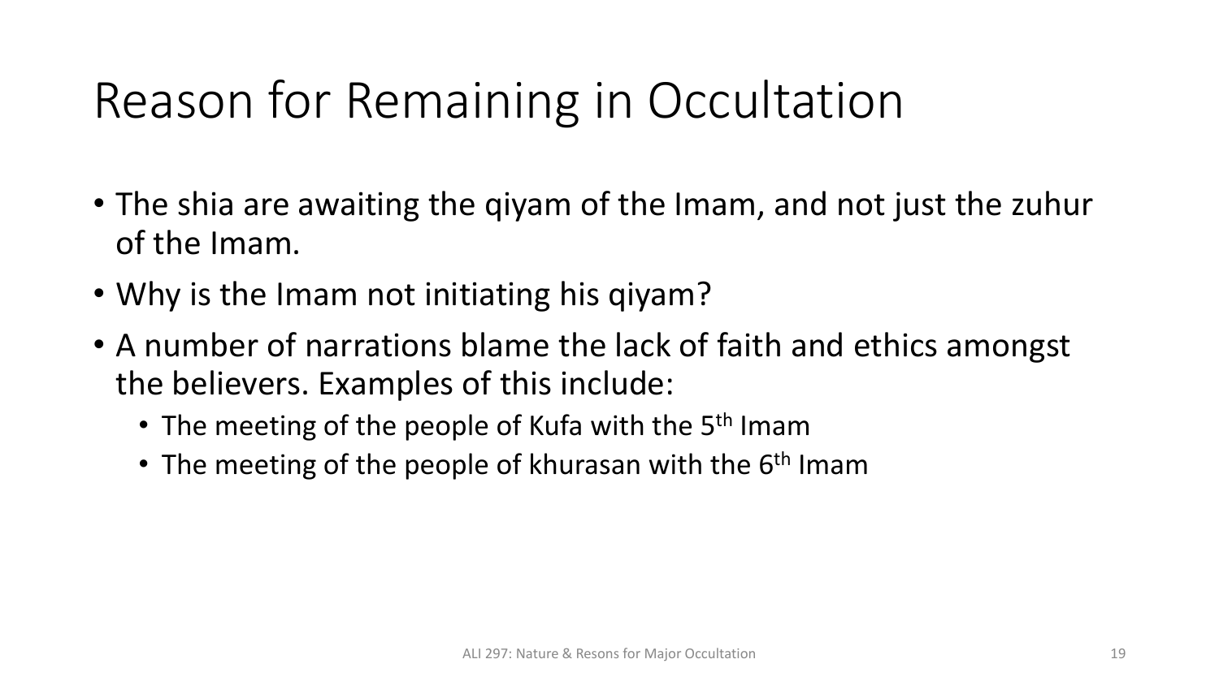# Reason for Remaining in Occultation

- The shia are awaiting the qiyam of the Imam, and not just the zuhur of the Imam.
- Why is the Imam not initiating his qiyam?
- A number of narrations blame the lack of faith and ethics amongst the believers. Examples of this include:
  - The meeting of the people of Kufa with the 5th Imam
  - The meeting of the people of khurasan with the 6th Imam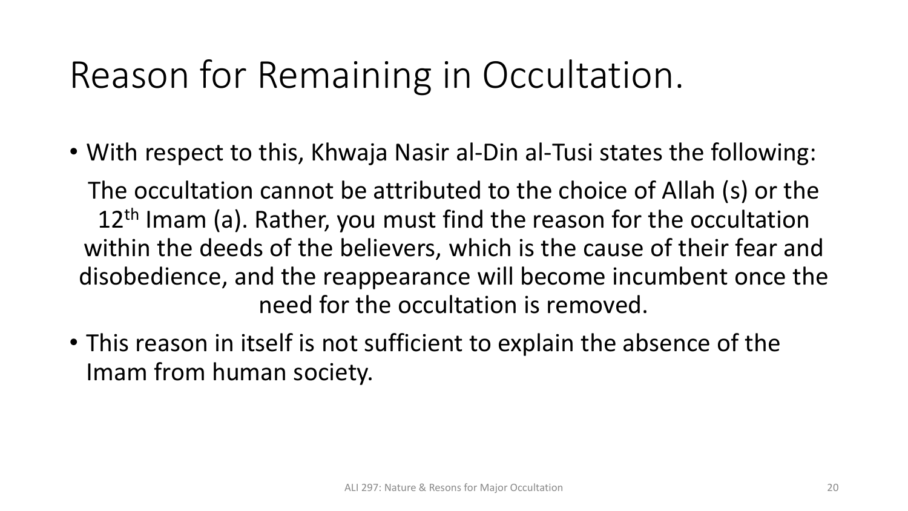# Reason for Remaining in Occultation.

- With respect to this, Khwaja Nasir al-Din al-Tusi states the following:

  The occultation cannot be attributed to the choice of Allah (s) or the 12th Imam (a). Rather, you must find the reason for the occultation within the deeds of the believers, which is the cause of their fear and disobedience, and the reappearance will become incumbent once the need for the occultation is removed.

- This reason in itself is not sufficient to explain the absence of the Imam from human society.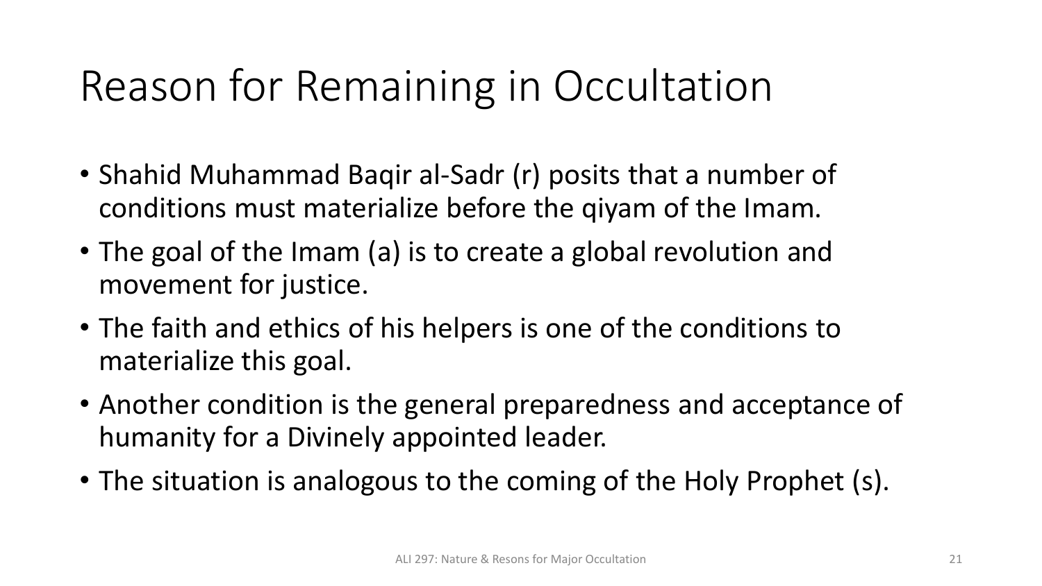# Reason for Remaining in Occultation

- Shahid Muhammad Baqir al-Sadr (r) posits that a number of conditions must materialize before the qiyam of the Imam.
- The goal of the Imam (a) is to create a global revolution and movement for justice.
- The faith and ethics of his helpers is one of the conditions to materialize this goal.
- Another condition is the general preparedness and acceptance of humanity for a Divinely appointed leader.
- The situation is analogous to the coming of the Holy Prophet (s).